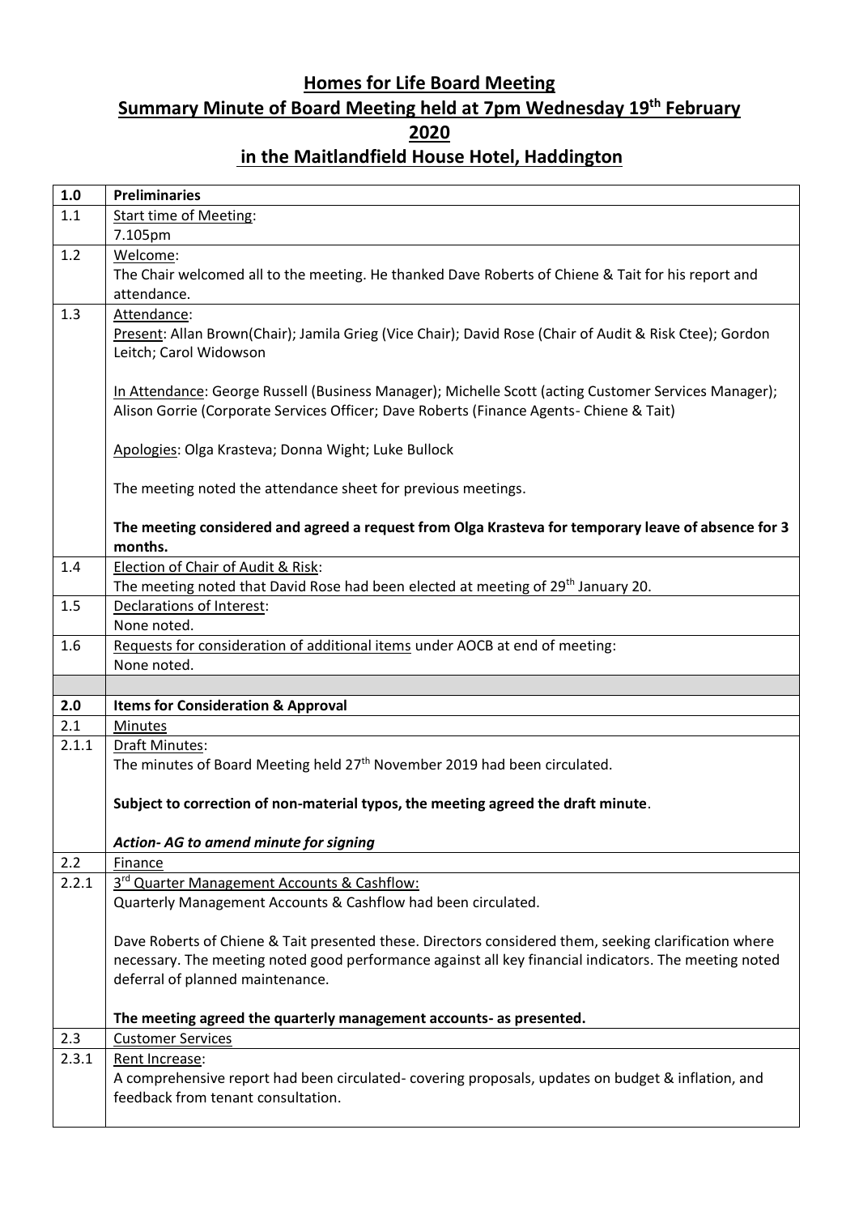# Homes for Life Board Meeting

## Summary Minute of Board Meeting held at 7pm Wednesday 19th February 2020 in the Maitlandfield House Hotel, Haddington

| **1.0** | **Preliminaries** |
|---|---|
| 1.1 | Start time of Meeting:<br>7.105pm |
| 1.2 | Welcome:<br>The Chair welcomed all to the meeting. He thanked Dave Roberts of Chiene & Tait for his report and attendance. |
| 1.3 | Attendance:<br>Present: Allan Brown(Chair); Jamila Grieg (Vice Chair); David Rose (Chair of Audit & Risk Ctee); Gordon Leitch; Carol Widowson<br><br>In Attendance: George Russell (Business Manager); Michelle Scott (acting Customer Services Manager); Alison Gorrie (Corporate Services Officer; Dave Roberts (Finance Agents- Chiene & Tait)<br><br>Apologies: Olga Krasteva; Donna Wight; Luke Bullock<br><br>The meeting noted the attendance sheet for previous meetings.<br><br>**The meeting considered and agreed a request from Olga Krasteva for temporary leave of absence for 3 months.** |
| 1.4 | Election of Chair of Audit & Risk:<br>The meeting noted that David Rose had been elected at meeting of 29th January 20. |
| 1.5 | Declarations of Interest:<br>None noted. |
| 1.6 | Requests for consideration of additional items under AOCB at end of meeting:<br>None noted. |
| | |
| **2.0** | **Items for Consideration & Approval** |
| 2.1 | Minutes |
| 2.1.1 | Draft Minutes:<br>The minutes of Board Meeting held 27th November 2019 had been circulated.<br><br>**Subject to correction of non-material typos, the meeting agreed the draft minute**.<br><br>***Action- AG to amend minute for signing*** |
| 2.2 | Finance |
| 2.2.1 | 3rd Quarter Management Accounts & Cashflow:<br>Quarterly Management Accounts & Cashflow had been circulated.<br><br>Dave Roberts of Chiene & Tait presented these. Directors considered them, seeking clarification where necessary. The meeting noted good performance against all key financial indicators. The meeting noted deferral of planned maintenance.<br><br>**The meeting agreed the quarterly management accounts- as presented.** |
| 2.3 | Customer Services |
| 2.3.1 | Rent Increase:<br>A comprehensive report had been circulated- covering proposals, updates on budget & inflation, and feedback from tenant consultation. |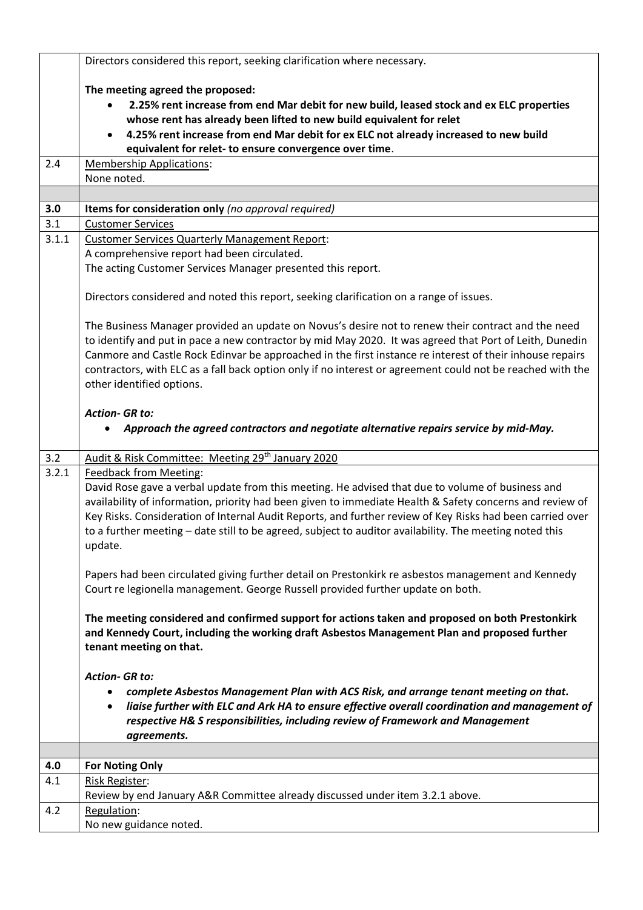| | |
|---|---|
| | Directors considered this report, seeking clarification where necessary.<br><br>**The meeting agreed the proposed:**<br>• **2.25% rent increase from end Mar debit for new build, leased stock and ex ELC properties whose rent has already been lifted to new build equivalent for relet**<br>• **4.25% rent increase from end Mar debit for ex ELC not already increased to new build equivalent for relet- to ensure convergence over time**. |
| 2.4 | Membership Applications:<br>None noted. |
| | |
| **3.0** | **Items for consideration only** *(no approval required)* |
| 3.1 | Customer Services |
| 3.1.1 | Customer Services Quarterly Management Report:<br>A comprehensive report had been circulated.<br>The acting Customer Services Manager presented this report.<br><br>Directors considered and noted this report, seeking clarification on a range of issues.<br><br>The Business Manager provided an update on Novus's desire not to renew their contract and the need to identify and put in pace a new contractor by mid May 2020. It was agreed that Port of Leith, Dunedin Canmore and Castle Rock Edinvar be approached in the first instance re interest of their inhouse repairs contractors, with ELC as a fall back option only if no interest or agreement could not be reached with the other identified options.<br><br>***Action- GR to:***<br>• ***Approach the agreed contractors and negotiate alternative repairs service by mid-May.*** |
| 3.2 | Audit & Risk Committee: Meeting 29th January 2020 |
| 3.2.1 | Feedback from Meeting:<br>David Rose gave a verbal update from this meeting. He advised that due to volume of business and availability of information, priority had been given to immediate Health & Safety concerns and review of Key Risks. Consideration of Internal Audit Reports, and further review of Key Risks had been carried over to a further meeting – date still to be agreed, subject to auditor availability. The meeting noted this update.<br><br>Papers had been circulated giving further detail on Prestonkirk re asbestos management and Kennedy Court re legionella management. George Russell provided further update on both.<br><br>**The meeting considered and confirmed support for actions taken and proposed on both Prestonkirk and Kennedy Court, including the working draft Asbestos Management Plan and proposed further tenant meeting on that.**<br><br>***Action- GR to:***<br>• ***complete Asbestos Management Plan with ACS Risk, and arrange tenant meeting on that.***<br>• ***liaise further with ELC and Ark HA to ensure effective overall coordination and management of respective H& S responsibilities, including review of Framework and Management agreements.*** |
| | |
| **4.0** | **For Noting Only** |
| 4.1 | Risk Register:<br>Review by end January A&R Committee already discussed under item 3.2.1 above. |
| 4.2 | Regulation:<br>No new guidance noted. |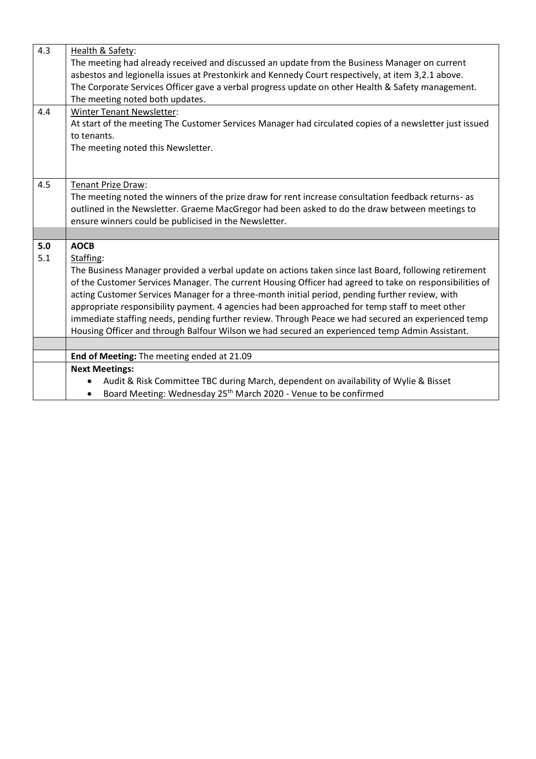| | |
|---|---|
| 4.3 | Health & Safety:<br>The meeting had already received and discussed an update from the Business Manager on current asbestos and legionella issues at Prestonkirk and Kennedy Court respectively, at item 3,2.1 above.<br>The Corporate Services Officer gave a verbal progress update on other Health & Safety management.<br>The meeting noted both updates. |
| 4.4 | Winter Tenant Newsletter:<br>At start of the meeting The Customer Services Manager had circulated copies of a newsletter just issued to tenants.<br>The meeting noted this Newsletter. |
| 4.5 | Tenant Prize Draw:<br>The meeting noted the winners of the prize draw for rent increase consultation feedback returns- as outlined in the Newsletter. Graeme MacGregor had been asked to do the draw between meetings to ensure winners could be publicised in the Newsletter. |
| | |
| **5.0**<br>5.1 | **AOCB**<br>Staffing:<br>The Business Manager provided a verbal update on actions taken since last Board, following retirement of the Customer Services Manager. The current Housing Officer had agreed to take on responsibilities of acting Customer Services Manager for a three-month initial period, pending further review, with appropriate responsibility payment. 4 agencies had been approached for temp staff to meet other immediate staffing needs, pending further review. Through Peace we had secured an experienced temp Housing Officer and through Balfour Wilson we had secured an experienced temp Admin Assistant. |
| | |
| | **End of Meeting:** The meeting ended at 21.09 |
| | **Next Meetings:**<br>• Audit & Risk Committee TBC during March, dependent on availability of Wylie & Bisset<br>• Board Meeting: Wednesday 25th March 2020 - Venue to be confirmed |